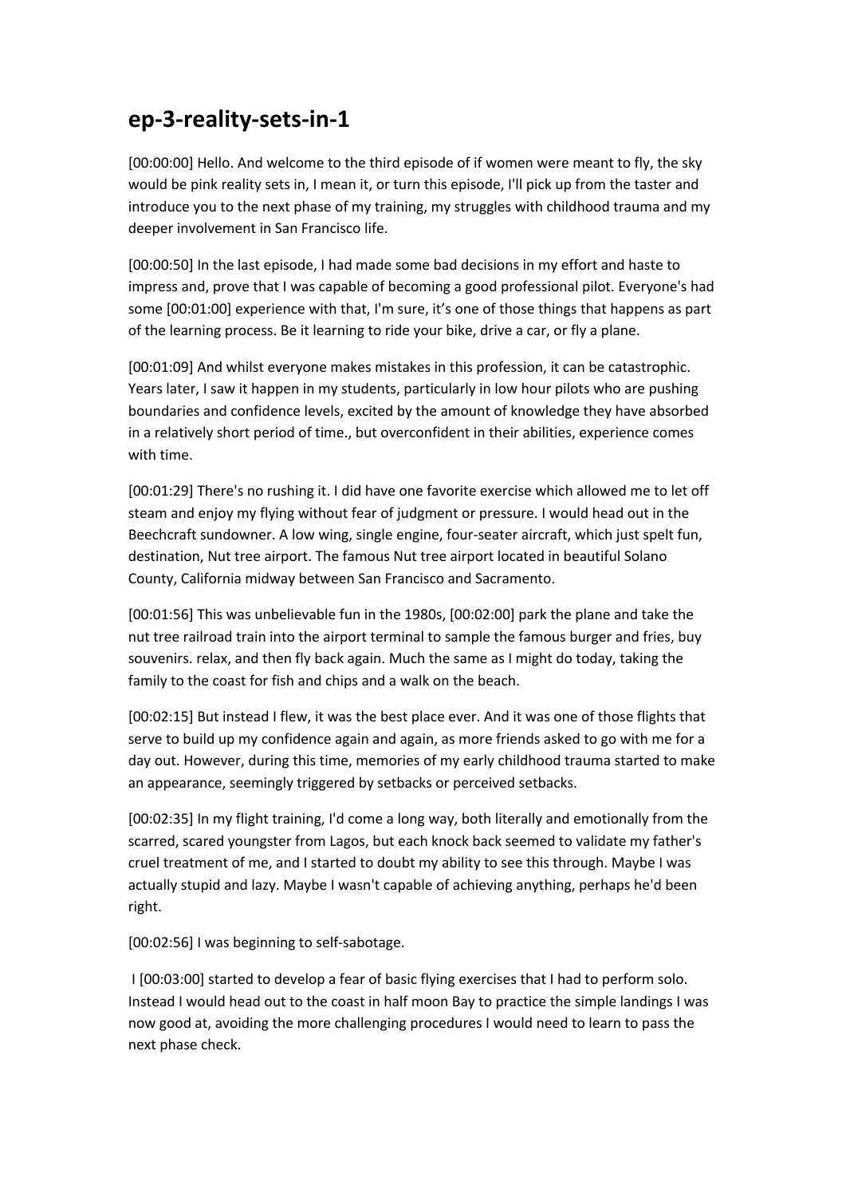# ep-3-reality-sets-in-1

[00:00:00] Hello. And welcome to the third episode of if women were meant to fly, the sky would be pink reality sets in, I mean it, or turn this episode, I'll pick up from the taster and introduce you to the next phase of my training, my struggles with childhood trauma and my deeper involvement in San Francisco life.

[00:00:50] In the last episode, I had made some bad decisions in my effort and haste to impress and, prove that I was capable of becoming a good professional pilot. Everyone's had some [00:01:00] experience with that, I'm sure, it's one of those things that happens as part of the learning process. Be it learning to ride your bike, drive a car, or fly a plane.

[00:01:09] And whilst everyone makes mistakes in this profession, it can be catastrophic. Years later, I saw it happen in my students, particularly in low hour pilots who are pushing boundaries and confidence levels, excited by the amount of knowledge they have absorbed in a relatively short period of time., but overconfident in their abilities, experience comes with time.

[00:01:29] There's no rushing it. I did have one favorite exercise which allowed me to let off steam and enjoy my flying without fear of judgment or pressure. I would head out in the Beechcraft sundowner. A low wing, single engine, four-seater aircraft, which just spelt fun, destination, Nut tree airport. The famous Nut tree airport located in beautiful Solano County, California midway between San Francisco and Sacramento.

[00:01:56] This was unbelievable fun in the 1980s, [00:02:00] park the plane and take the nut tree railroad train into the airport terminal to sample the famous burger and fries, buy souvenirs. relax, and then fly back again. Much the same as I might do today, taking the family to the coast for fish and chips and a walk on the beach.

[00:02:15] But instead I flew, it was the best place ever. And it was one of those flights that serve to build up my confidence again and again, as more friends asked to go with me for a day out. However, during this time, memories of my early childhood trauma started to make an appearance, seemingly triggered by setbacks or perceived setbacks.

[00:02:35] In my flight training, I'd come a long way, both literally and emotionally from the scarred, scared youngster from Lagos, but each knock back seemed to validate my father's cruel treatment of me, and I started to doubt my ability to see this through. Maybe I was actually stupid and lazy. Maybe I wasn't capable of achieving anything, perhaps he'd been right.

[00:02:56] I was beginning to self-sabotage.

I [00:03:00] started to develop a fear of basic flying exercises that I had to perform solo. Instead I would head out to the coast in half moon Bay to practice the simple landings I was now good at, avoiding the more challenging procedures I would need to learn to pass the next phase check.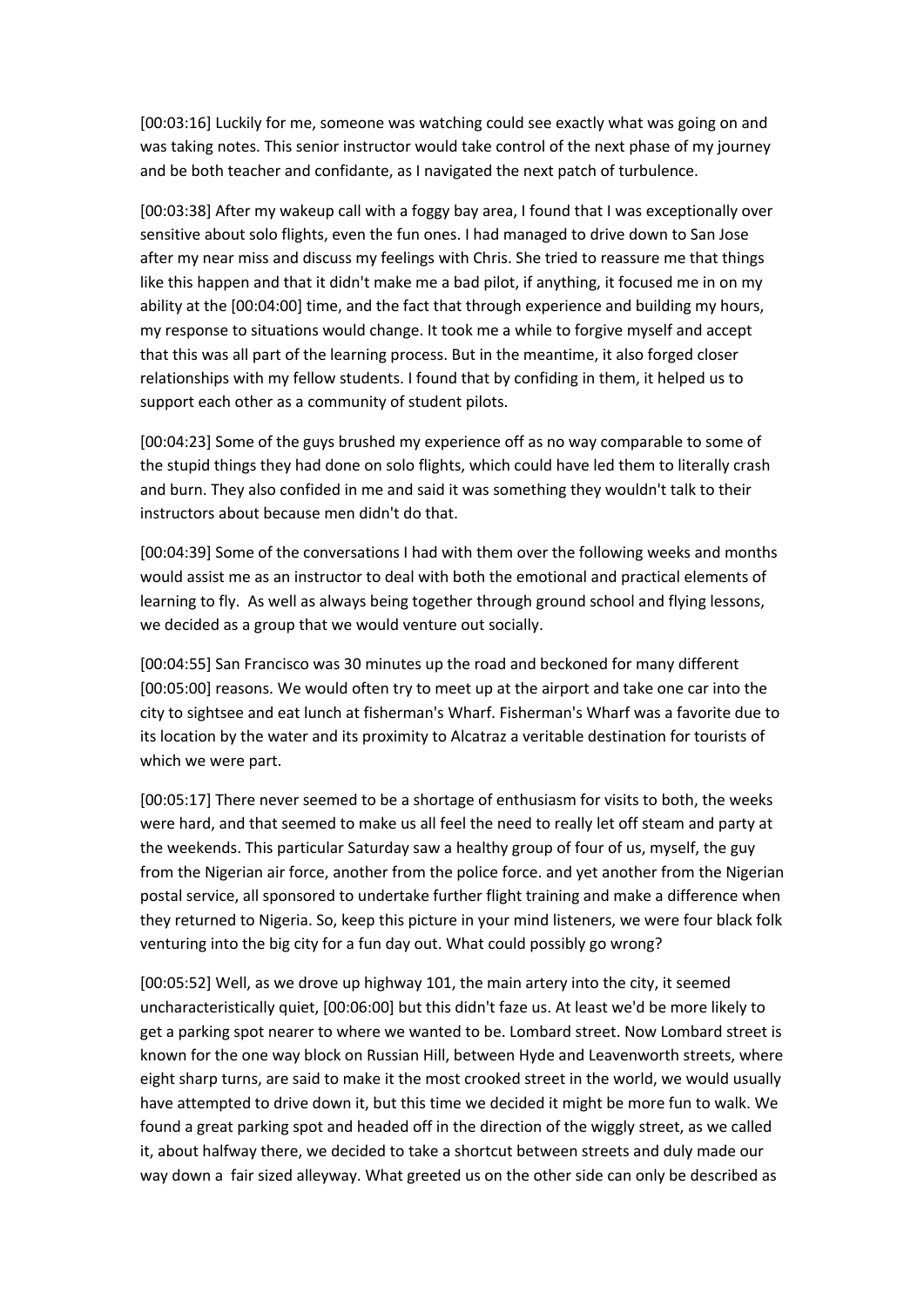[00:03:16] Luckily for me, someone was watching could see exactly what was going on and was taking notes. This senior instructor would take control of the next phase of my journey and be both teacher and confidante, as I navigated the next patch of turbulence.

[00:03:38] After my wakeup call with a foggy bay area, I found that I was exceptionally over sensitive about solo flights, even the fun ones. I had managed to drive down to San Jose after my near miss and discuss my feelings with Chris. She tried to reassure me that things like this happen and that it didn't make me a bad pilot, if anything, it focused me in on my ability at the [00:04:00] time, and the fact that through experience and building my hours, my response to situations would change. It took me a while to forgive myself and accept that this was all part of the learning process. But in the meantime, it also forged closer relationships with my fellow students. I found that by confiding in them, it helped us to support each other as a community of student pilots.

[00:04:23] Some of the guys brushed my experience off as no way comparable to some of the stupid things they had done on solo flights, which could have led them to literally crash and burn. They also confided in me and said it was something they wouldn't talk to their instructors about because men didn't do that.

[00:04:39] Some of the conversations I had with them over the following weeks and months would assist me as an instructor to deal with both the emotional and practical elements of learning to fly. As well as always being together through ground school and flying lessons, we decided as a group that we would venture out socially.

[00:04:55] San Francisco was 30 minutes up the road and beckoned for many different [00:05:00] reasons. We would often try to meet up at the airport and take one car into the city to sightsee and eat lunch at fisherman's Wharf. Fisherman's Wharf was a favorite due to its location by the water and its proximity to Alcatraz a veritable destination for tourists of which we were part.

[00:05:17] There never seemed to be a shortage of enthusiasm for visits to both, the weeks were hard, and that seemed to make us all feel the need to really let off steam and party at the weekends. This particular Saturday saw a healthy group of four of us, myself, the guy from the Nigerian air force, another from the police force. and yet another from the Nigerian postal service, all sponsored to undertake further flight training and make a difference when they returned to Nigeria. So, keep this picture in your mind listeners, we were four black folk venturing into the big city for a fun day out. What could possibly go wrong?

[00:05:52] Well, as we drove up highway 101, the main artery into the city, it seemed uncharacteristically quiet, [00:06:00] but this didn't faze us. At least we'd be more likely to get a parking spot nearer to where we wanted to be. Lombard street. Now Lombard street is known for the one way block on Russian Hill, between Hyde and Leavenworth streets, where eight sharp turns, are said to make it the most crooked street in the world, we would usually have attempted to drive down it, but this time we decided it might be more fun to walk. We found a great parking spot and headed off in the direction of the wiggly street, as we called it, about halfway there, we decided to take a shortcut between streets and duly made our way down a fair sized alleyway. What greeted us on the other side can only be described as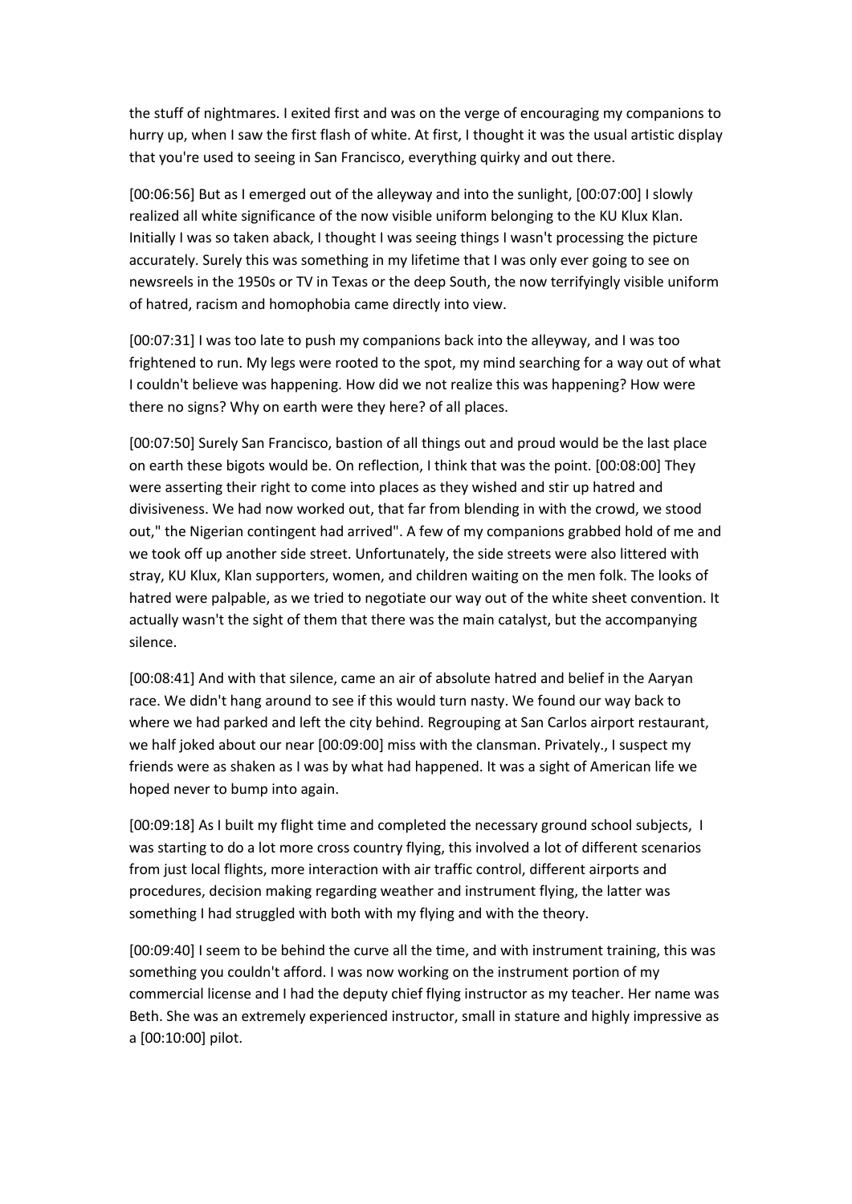the stuff of nightmares. I exited first and was on the verge of encouraging my companions to hurry up, when I saw the first flash of white. At first, I thought it was the usual artistic display that you're used to seeing in San Francisco, everything quirky and out there.

[00:06:56] But as I emerged out of the alleyway and into the sunlight, [00:07:00] I slowly realized all white significance of the now visible uniform belonging to the KU Klux Klan. Initially I was so taken aback, I thought I was seeing things I wasn't processing the picture accurately. Surely this was something in my lifetime that I was only ever going to see on newsreels in the 1950s or TV in Texas or the deep South, the now terrifyingly visible uniform of hatred, racism and homophobia came directly into view.

[00:07:31] I was too late to push my companions back into the alleyway, and I was too frightened to run. My legs were rooted to the spot, my mind searching for a way out of what I couldn't believe was happening. How did we not realize this was happening? How were there no signs? Why on earth were they here? of all places.

[00:07:50] Surely San Francisco, bastion of all things out and proud would be the last place on earth these bigots would be. On reflection, I think that was the point. [00:08:00] They were asserting their right to come into places as they wished and stir up hatred and divisiveness. We had now worked out, that far from blending in with the crowd, we stood out," the Nigerian contingent had arrived". A few of my companions grabbed hold of me and we took off up another side street. Unfortunately, the side streets were also littered with stray, KU Klux, Klan supporters, women, and children waiting on the men folk. The looks of hatred were palpable, as we tried to negotiate our way out of the white sheet convention. It actually wasn't the sight of them that there was the main catalyst, but the accompanying silence.

[00:08:41] And with that silence, came an air of absolute hatred and belief in the Aaryan race. We didn't hang around to see if this would turn nasty. We found our way back to where we had parked and left the city behind. Regrouping at San Carlos airport restaurant, we half joked about our near [00:09:00] miss with the clansman. Privately., I suspect my friends were as shaken as I was by what had happened. It was a sight of American life we hoped never to bump into again.

[00:09:18] As I built my flight time and completed the necessary ground school subjects, I was starting to do a lot more cross country flying, this involved a lot of different scenarios from just local flights, more interaction with air traffic control, different airports and procedures, decision making regarding weather and instrument flying, the latter was something I had struggled with both with my flying and with the theory.

[00:09:40] I seem to be behind the curve all the time, and with instrument training, this was something you couldn't afford. I was now working on the instrument portion of my commercial license and I had the deputy chief flying instructor as my teacher. Her name was Beth. She was an extremely experienced instructor, small in stature and highly impressive as a [00:10:00] pilot.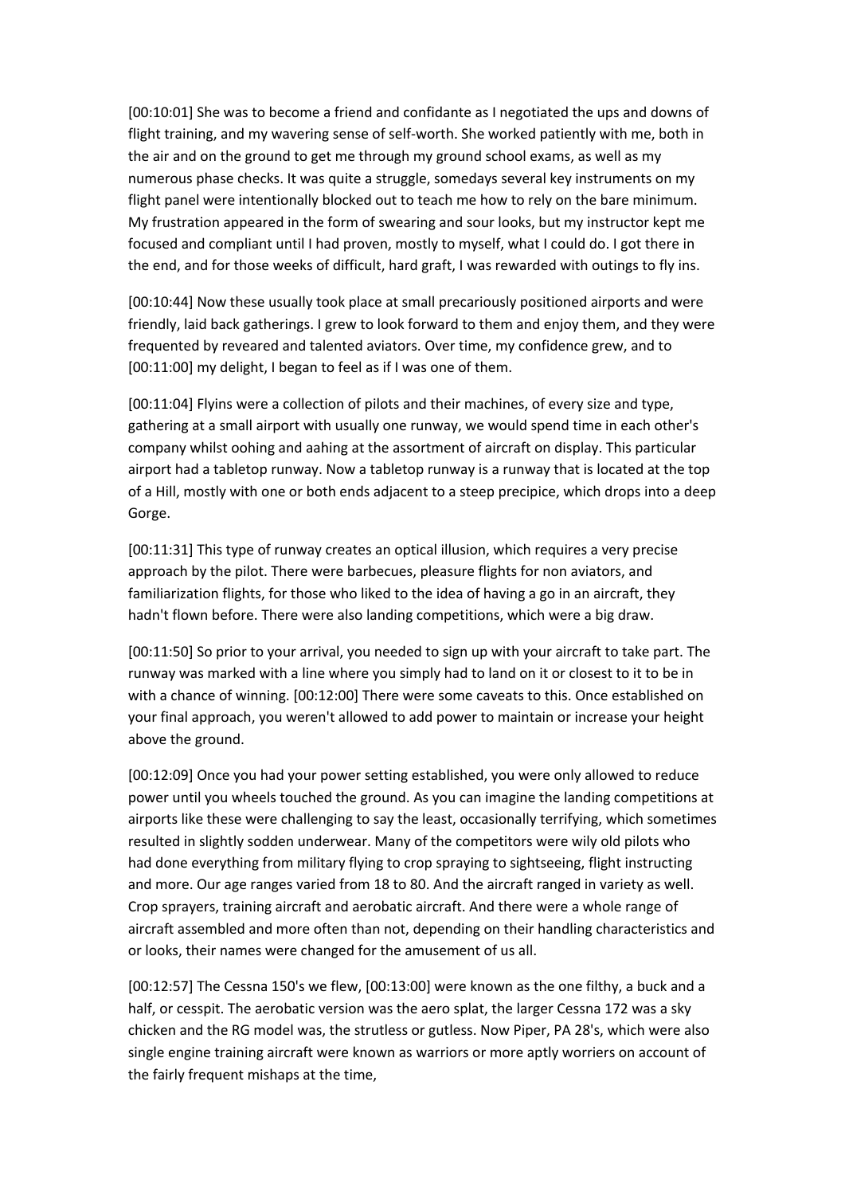[00:10:01] She was to become a friend and confidante as I negotiated the ups and downs of flight training, and my wavering sense of self-worth. She worked patiently with me, both in the air and on the ground to get me through my ground school exams, as well as my numerous phase checks. It was quite a struggle, somedays several key instruments on my flight panel were intentionally blocked out to teach me how to rely on the bare minimum. My frustration appeared in the form of swearing and sour looks, but my instructor kept me focused and compliant until I had proven, mostly to myself, what I could do. I got there in the end, and for those weeks of difficult, hard graft, I was rewarded with outings to fly ins.

[00:10:44] Now these usually took place at small precariously positioned airports and were friendly, laid back gatherings. I grew to look forward to them and enjoy them, and they were frequented by reveared and talented aviators. Over time, my confidence grew, and to [00:11:00] my delight, I began to feel as if I was one of them.

[00:11:04] Flyins were a collection of pilots and their machines, of every size and type, gathering at a small airport with usually one runway, we would spend time in each other's company whilst oohing and aahing at the assortment of aircraft on display. This particular airport had a tabletop runway. Now a tabletop runway is a runway that is located at the top of a Hill, mostly with one or both ends adjacent to a steep precipice, which drops into a deep Gorge.

[00:11:31] This type of runway creates an optical illusion, which requires a very precise approach by the pilot. There were barbecues, pleasure flights for non aviators, and familiarization flights, for those who liked to the idea of having a go in an aircraft, they hadn't flown before. There were also landing competitions, which were a big draw.

[00:11:50] So prior to your arrival, you needed to sign up with your aircraft to take part. The runway was marked with a line where you simply had to land on it or closest to it to be in with a chance of winning. [00:12:00] There were some caveats to this. Once established on your final approach, you weren't allowed to add power to maintain or increase your height above the ground.

[00:12:09] Once you had your power setting established, you were only allowed to reduce power until you wheels touched the ground. As you can imagine the landing competitions at airports like these were challenging to say the least, occasionally terrifying, which sometimes resulted in slightly sodden underwear. Many of the competitors were wily old pilots who had done everything from military flying to crop spraying to sightseeing, flight instructing and more. Our age ranges varied from 18 to 80. And the aircraft ranged in variety as well. Crop sprayers, training aircraft and aerobatic aircraft. And there were a whole range of aircraft assembled and more often than not, depending on their handling characteristics and or looks, their names were changed for the amusement of us all.

[00:12:57] The Cessna 150's we flew, [00:13:00] were known as the one filthy, a buck and a half, or cesspit. The aerobatic version was the aero splat, the larger Cessna 172 was a sky chicken and the RG model was, the strutless or gutless. Now Piper, PA 28's, which were also single engine training aircraft were known as warriors or more aptly worriers on account of the fairly frequent mishaps at the time,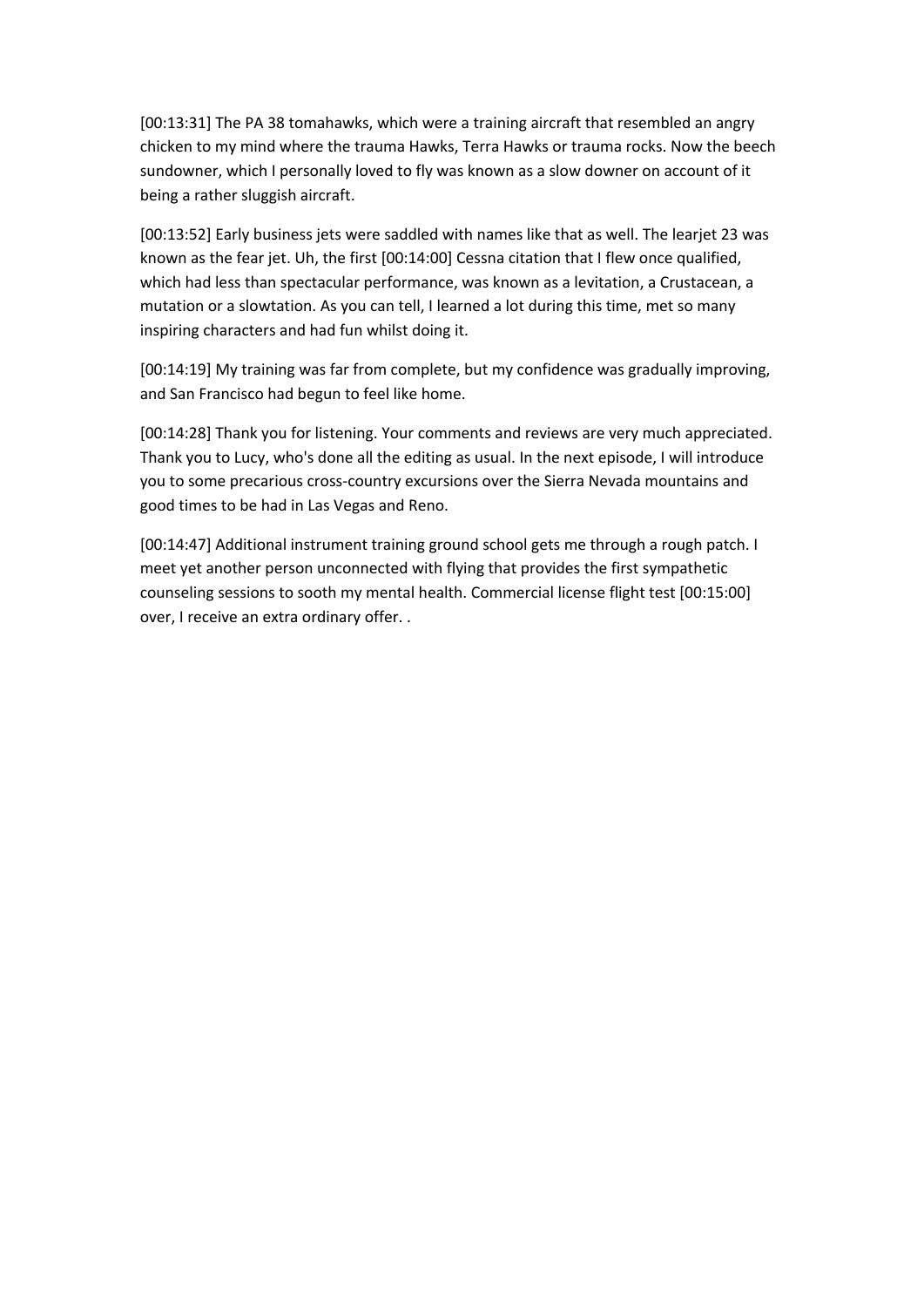[00:13:31] The PA 38 tomahawks, which were a training aircraft that resembled an angry chicken to my mind where the trauma Hawks, Terra Hawks or trauma rocks. Now the beech sundowner, which I personally loved to fly was known as a slow downer on account of it being a rather sluggish aircraft.

[00:13:52] Early business jets were saddled with names like that as well. The learjet 23 was known as the fear jet. Uh, the first [00:14:00] Cessna citation that I flew once qualified, which had less than spectacular performance, was known as a levitation, a Crustacean, a mutation or a slowtation. As you can tell, I learned a lot during this time, met so many inspiring characters and had fun whilst doing it.

[00:14:19] My training was far from complete, but my confidence was gradually improving, and San Francisco had begun to feel like home.

[00:14:28] Thank you for listening. Your comments and reviews are very much appreciated. Thank you to Lucy, who's done all the editing as usual. In the next episode, I will introduce you to some precarious cross-country excursions over the Sierra Nevada mountains and good times to be had in Las Vegas and Reno.

[00:14:47] Additional instrument training ground school gets me through a rough patch. I meet yet another person unconnected with flying that provides the first sympathetic counseling sessions to sooth my mental health. Commercial license flight test [00:15:00] over, I receive an extra ordinary offer. .